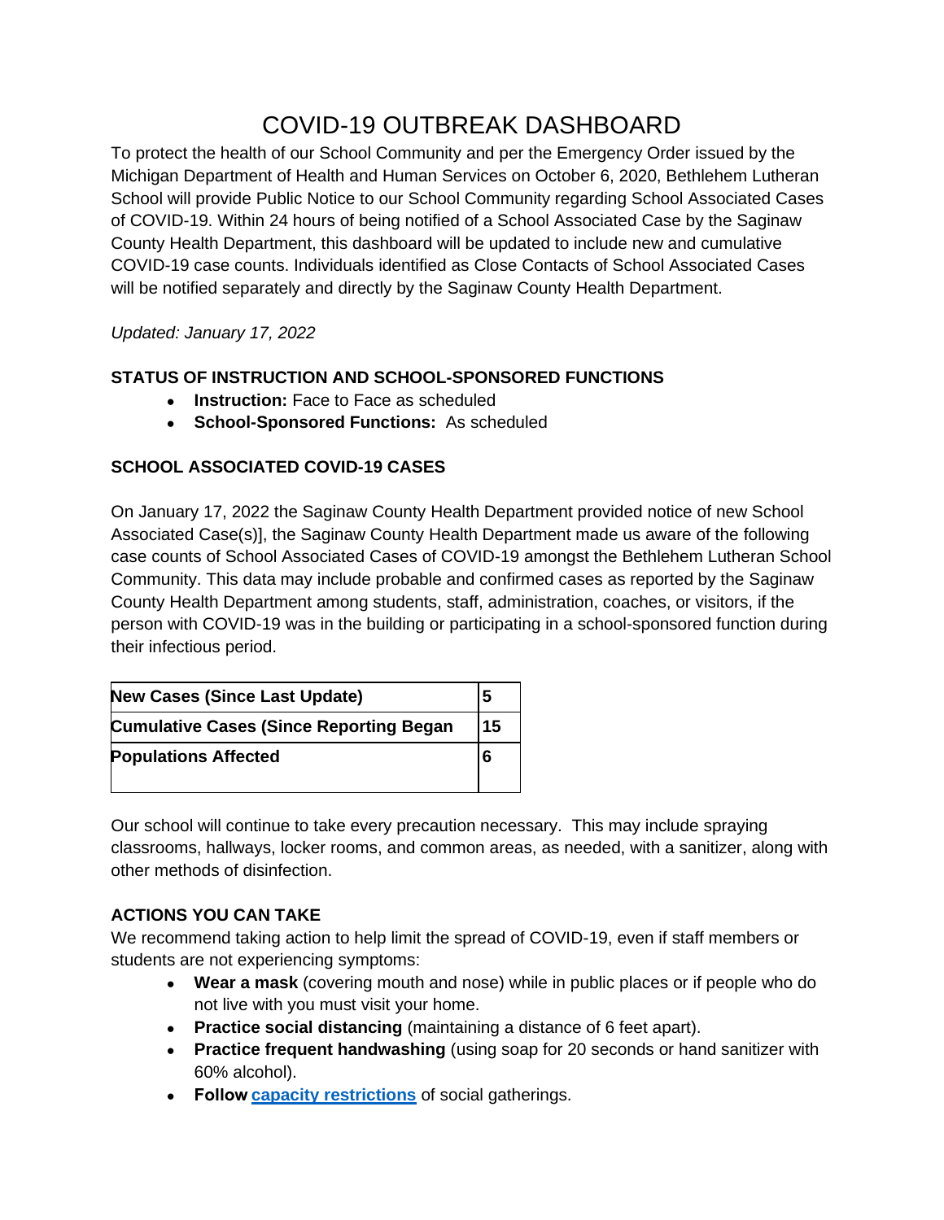# COVID-19 OUTBREAK DASHBOARD

To protect the health of our School Community and per the Emergency Order issued by the Michigan Department of Health and Human Services on October 6, 2020, Bethlehem Lutheran School will provide Public Notice to our School Community regarding School Associated Cases of COVID-19. Within 24 hours of being notified of a School Associated Case by the Saginaw County Health Department, this dashboard will be updated to include new and cumulative COVID-19 case counts. Individuals identified as Close Contacts of School Associated Cases will be notified separately and directly by the Saginaw County Health Department.

*Updated: January 17, 2022*

**STATUS OF INSTRUCTION AND SCHOOL-SPONSORED FUNCTIONS**

- **Instruction:** Face to Face as scheduled
- **School-Sponsored Functions:** As scheduled

**SCHOOL ASSOCIATED COVID-19 CASES**

On January 17, 2022 the Saginaw County Health Department provided notice of new School Associated Case(s)], the Saginaw County Health Department made us aware of the following case counts of School Associated Cases of COVID-19 amongst the Bethlehem Lutheran School Community. This data may include probable and confirmed cases as reported by the Saginaw County Health Department among students, staff, administration, coaches, or visitors, if the person with COVID-19 was in the building or participating in a school-sponsored function during their infectious period.

| | |
|---|---|
| **New Cases (Since Last Update)** | **5** |
| **Cumulative Cases (Since Reporting Began** | **15** |
| **Populations Affected** | **6** |

Our school will continue to take every precaution necessary. This may include spraying classrooms, hallways, locker rooms, and common areas, as needed, with a sanitizer, along with other methods of disinfection.

**ACTIONS YOU CAN TAKE**

We recommend taking action to help limit the spread of COVID-19, even if staff members or students are not experiencing symptoms:

- **Wear a mask** (covering mouth and nose) while in public places or if people who do not live with you must visit your home.
- **Practice social distancing** (maintaining a distance of 6 feet apart).
- **Practice frequent handwashing** (using soap for 20 seconds or hand sanitizer with 60% alcohol).
- **Follow** capacity restrictions of social gatherings.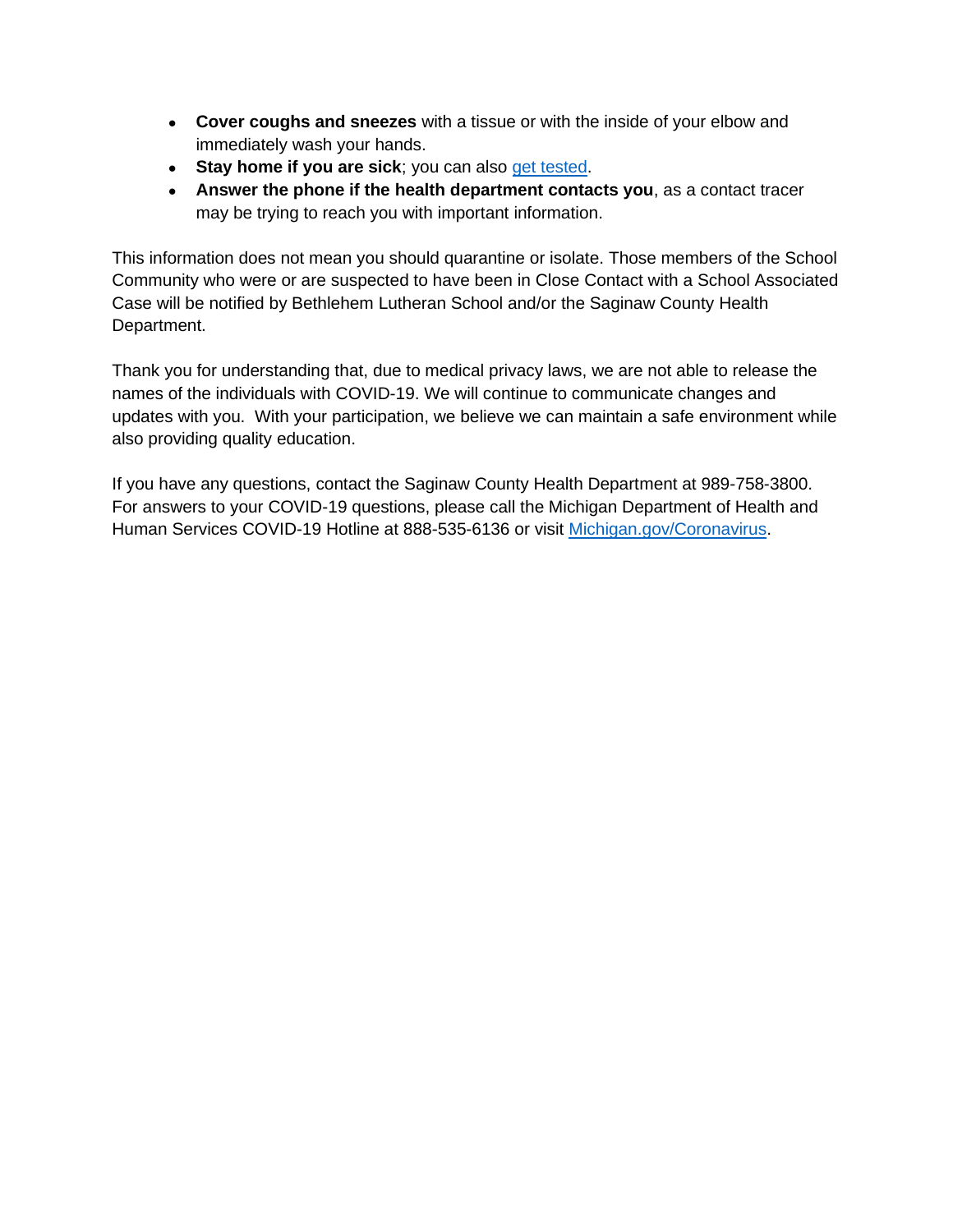- **Cover coughs and sneezes** with a tissue or with the inside of your elbow and immediately wash your hands.
- **Stay home if you are sick**; you can also get tested.
- **Answer the phone if the health department contacts you**, as a contact tracer may be trying to reach you with important information.

This information does not mean you should quarantine or isolate. Those members of the School Community who were or are suspected to have been in Close Contact with a School Associated Case will be notified by Bethlehem Lutheran School and/or the Saginaw County Health Department.

Thank you for understanding that, due to medical privacy laws, we are not able to release the names of the individuals with COVID-19. We will continue to communicate changes and updates with you. With your participation, we believe we can maintain a safe environment while also providing quality education.

If you have any questions, contact the Saginaw County Health Department at 989-758-3800. For answers to your COVID-19 questions, please call the Michigan Department of Health and Human Services COVID-19 Hotline at 888-535-6136 or visit Michigan.gov/Coronavirus.